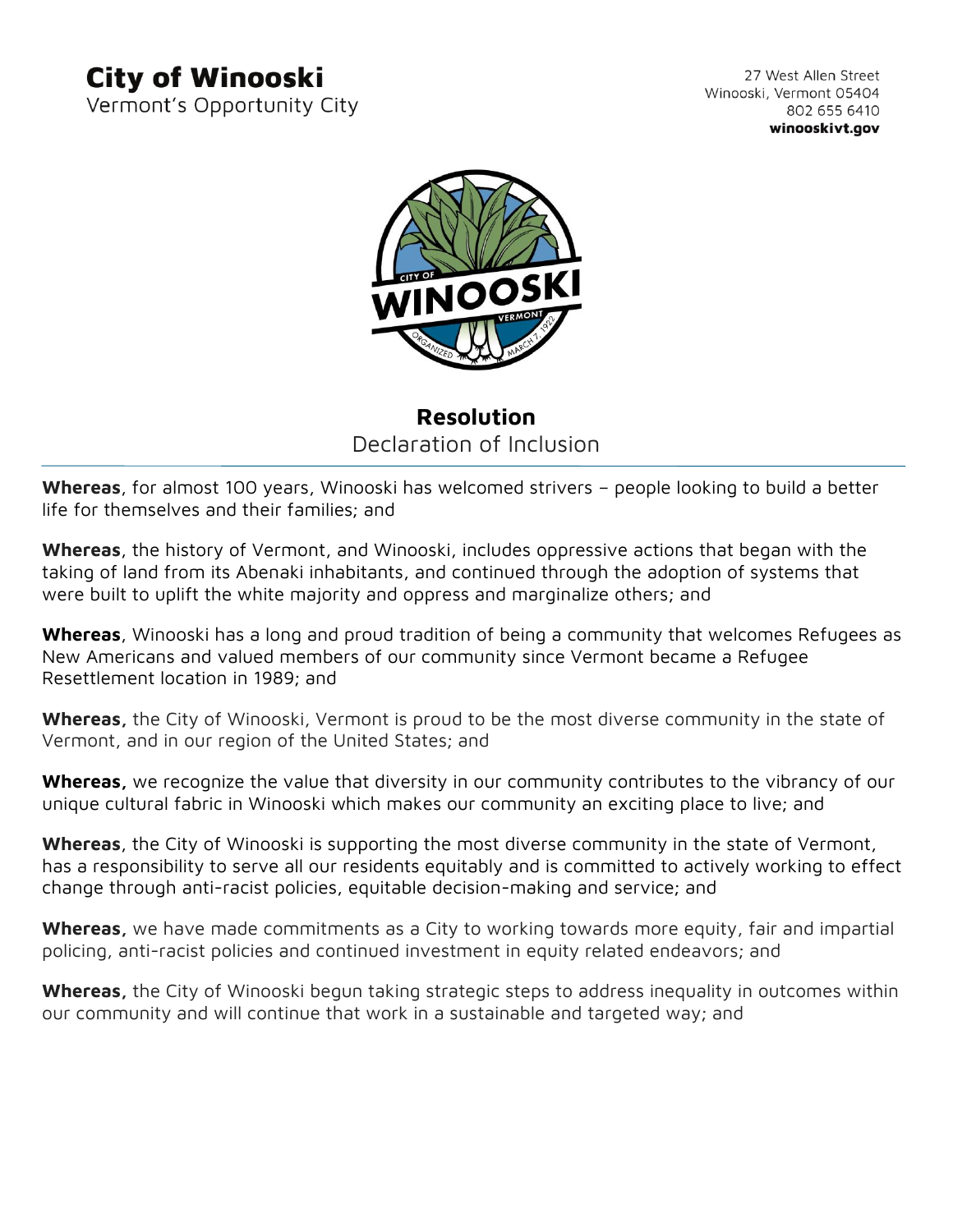# City of Winooski

Vermont's Opportunity City

27 West Allen Street
Winooski, Vermont 05404
802 655 6410
**winooskivt.gov**

## Resolution

Declaration of Inclusion

---

**Whereas**, for almost 100 years, Winooski has welcomed strivers – people looking to build a better life for themselves and their families; and

**Whereas**, the history of Vermont, and Winooski, includes oppressive actions that began with the taking of land from its Abenaki inhabitants, and continued through the adoption of systems that were built to uplift the white majority and oppress and marginalize others; and

**Whereas**, Winooski has a long and proud tradition of being a community that welcomes Refugees as New Americans and valued members of our community since Vermont became a Refugee Resettlement location in 1989; and

**Whereas,** the City of Winooski, Vermont is proud to be the most diverse community in the state of Vermont, and in our region of the United States; and

**Whereas,** we recognize the value that diversity in our community contributes to the vibrancy of our unique cultural fabric in Winooski which makes our community an exciting place to live; and

**Whereas**, the City of Winooski is supporting the most diverse community in the state of Vermont, has a responsibility to serve all our residents equitably and is committed to actively working to effect change through anti-racist policies, equitable decision-making and service; and

**Whereas,** we have made commitments as a City to working towards more equity, fair and impartial policing, anti-racist policies and continued investment in equity related endeavors; and

**Whereas,** the City of Winooski begun taking strategic steps to address inequality in outcomes within our community and will continue that work in a sustainable and targeted way; and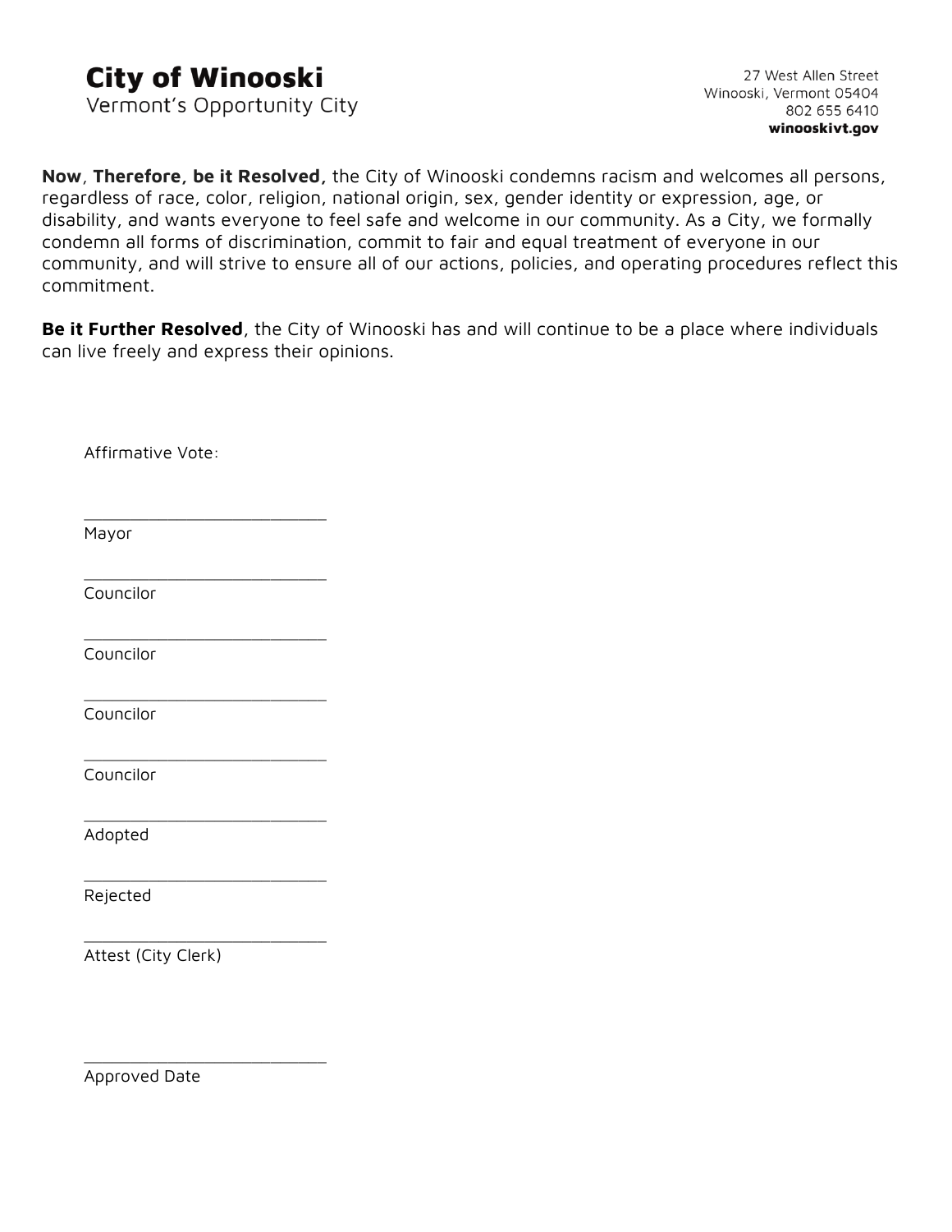**City of Winooski**
Vermont's Opportunity City

27 West Allen Street
Winooski, Vermont 05404
802 655 6410
**winooskivt.gov**

**Now**, **Therefore, be it Resolved,** the City of Winooski condemns racism and welcomes all persons, regardless of race, color, religion, national origin, sex, gender identity or expression, age, or disability, and wants everyone to feel safe and welcome in our community. As a City, we formally condemn all forms of discrimination, commit to fair and equal treatment of everyone in our community, and will strive to ensure all of our actions, policies, and operating procedures reflect this commitment.

**Be it Further Resolved**, the City of Winooski has and will continue to be a place where individuals can live freely and express their opinions.

Affirmative Vote:

___________________________
Mayor

___________________________
Councilor

___________________________
Councilor

___________________________
Councilor

___________________________
Councilor

___________________________
Adopted

___________________________
Rejected

___________________________
Attest (City Clerk)

___________________________
Approved Date